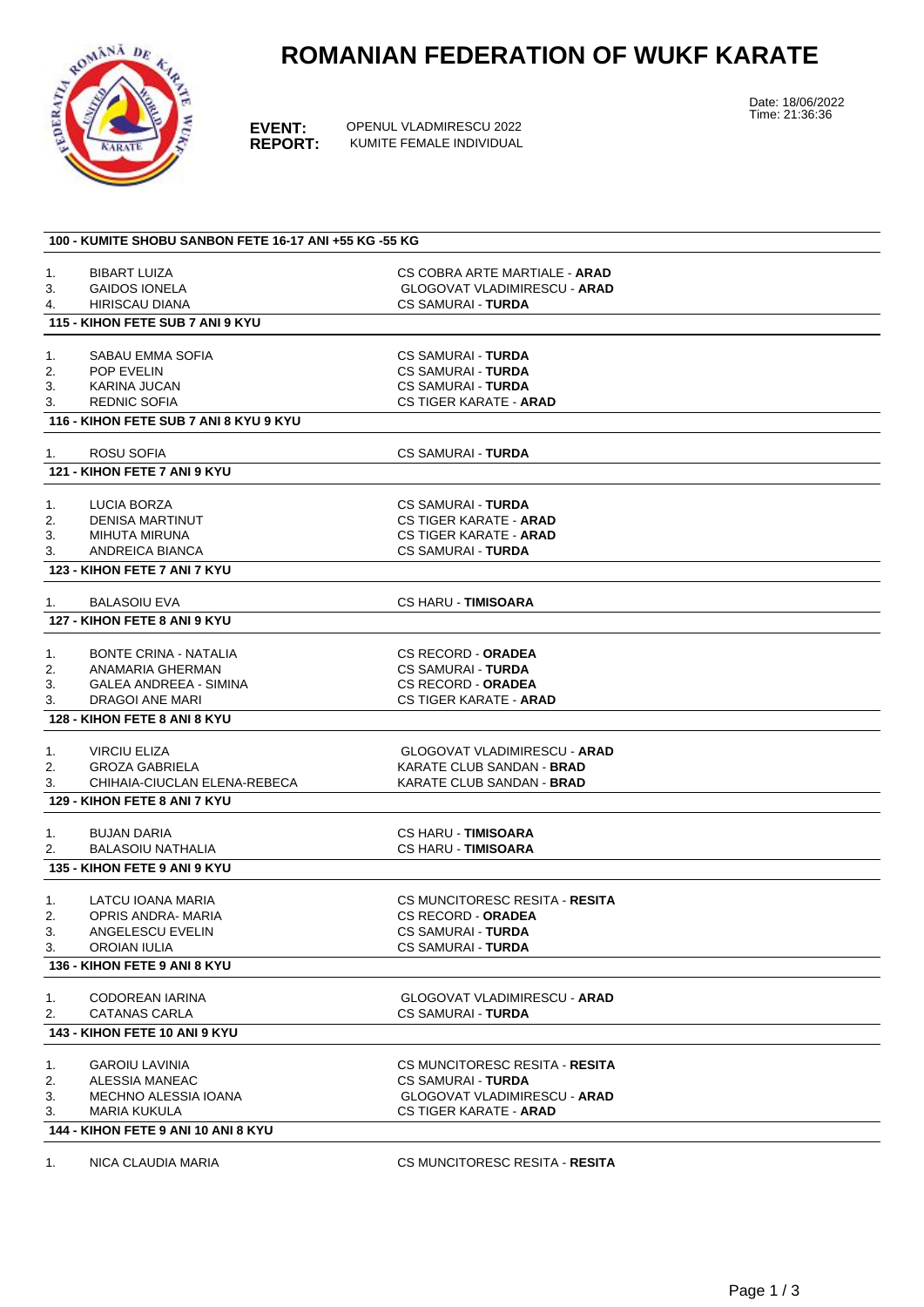# ROMANIAN FEDERATION OF WUKF KARATE

**EVENT:** OPENUL VLADMIRESCU 2022
**REPORT:** KUMITE FEMALE INDIVIDUAL

Date: 18/06/2022
Time: 21:36:36

### 100 - KUMITE SHOBU SANBON FETE 16-17 ANI +55 KG -55 KG

| | | |
|---|---|---|
| 1. | BIBART LUIZA | CS COBRA ARTE MARTIALE - **ARAD** |
| 3. | GAIDOS IONELA | GLOGOVAT VLADIMIRESCU - **ARAD** |
| 4. | HIRISCAU DIANA | CS SAMURAI - **TURDA** |

### 115 - KIHON FETE SUB 7 ANI 9 KYU

| | | |
|---|---|---|
| 1. | SABAU EMMA SOFIA | CS SAMURAI - **TURDA** |
| 2. | POP EVELIN | CS SAMURAI - **TURDA** |
| 3. | KARINA JUCAN | CS SAMURAI - **TURDA** |
| 3. | REDNIC SOFIA | CS TIGER KARATE - **ARAD** |

### 116 - KIHON FETE SUB 7 ANI 8 KYU 9 KYU

| | | |
|---|---|---|
| 1. | ROSU SOFIA | CS SAMURAI - **TURDA** |

### 121 - KIHON FETE 7 ANI 9 KYU

| | | |
|---|---|---|
| 1. | LUCIA BORZA | CS SAMURAI - **TURDA** |
| 2. | DENISA MARTINUT | CS TIGER KARATE - **ARAD** |
| 3. | MIHUTA MIRUNA | CS TIGER KARATE - **ARAD** |
| 3. | ANDREICA BIANCA | CS SAMURAI - **TURDA** |

### 123 - KIHON FETE 7 ANI 7 KYU

| | | |
|---|---|---|
| 1. | BALASOIU EVA | CS HARU - **TIMISOARA** |

### 127 - KIHON FETE 8 ANI 9 KYU

| | | |
|---|---|---|
| 1. | BONTE CRINA - NATALIA | CS RECORD - **ORADEA** |
| 2. | ANAMARIA GHERMAN | CS SAMURAI - **TURDA** |
| 3. | GALEA ANDREEA - SIMINA | CS RECORD - **ORADEA** |
| 3. | DRAGOI ANE MARI | CS TIGER KARATE - **ARAD** |

### 128 - KIHON FETE 8 ANI 8 KYU

| | | |
|---|---|---|
| 1. | VIRCIU ELIZA | GLOGOVAT VLADIMIRESCU - **ARAD** |
| 2. | GROZA GABRIELA | KARATE CLUB SANDAN - **BRAD** |
| 3. | CHIHAIA-CIUCLAN ELENA-REBECA | KARATE CLUB SANDAN - **BRAD** |

### 129 - KIHON FETE 8 ANI 7 KYU

| | | |
|---|---|---|
| 1. | BUJAN DARIA | CS HARU - **TIMISOARA** |
| 2. | BALASOIU NATHALIA | CS HARU - **TIMISOARA** |

### 135 - KIHON FETE 9 ANI 9 KYU

| | | |
|---|---|---|
| 1. | LATCU IOANA MARIA | CS MUNCITORESC RESITA - **RESITA** |
| 2. | OPRIS ANDRA- MARIA | CS RECORD - **ORADEA** |
| 3. | ANGELESCU EVELIN | CS SAMURAI - **TURDA** |
| 3. | OROIAN IULIA | CS SAMURAI - **TURDA** |

### 136 - KIHON FETE 9 ANI 8 KYU

| | | |
|---|---|---|
| 1. | CODOREAN IARINA | GLOGOVAT VLADIMIRESCU - **ARAD** |
| 2. | CATANAS CARLA | CS SAMURAI - **TURDA** |

### 143 - KIHON FETE 10 ANI 9 KYU

| | | |
|---|---|---|
| 1. | GAROIU LAVINIA | CS MUNCITORESC RESITA - **RESITA** |
| 2. | ALESSIA MANEAC | CS SAMURAI - **TURDA** |
| 3. | MECHNO ALESSIA IOANA | GLOGOVAT VLADIMIRESCU - **ARAD** |
| 3. | MARIA KUKULA | CS TIGER KARATE - **ARAD** |

### 144 - KIHON FETE 9 ANI 10 ANI 8 KYU

| | | |
|---|---|---|
| 1. | NICA CLAUDIA MARIA | CS MUNCITORESC RESITA - **RESITA** |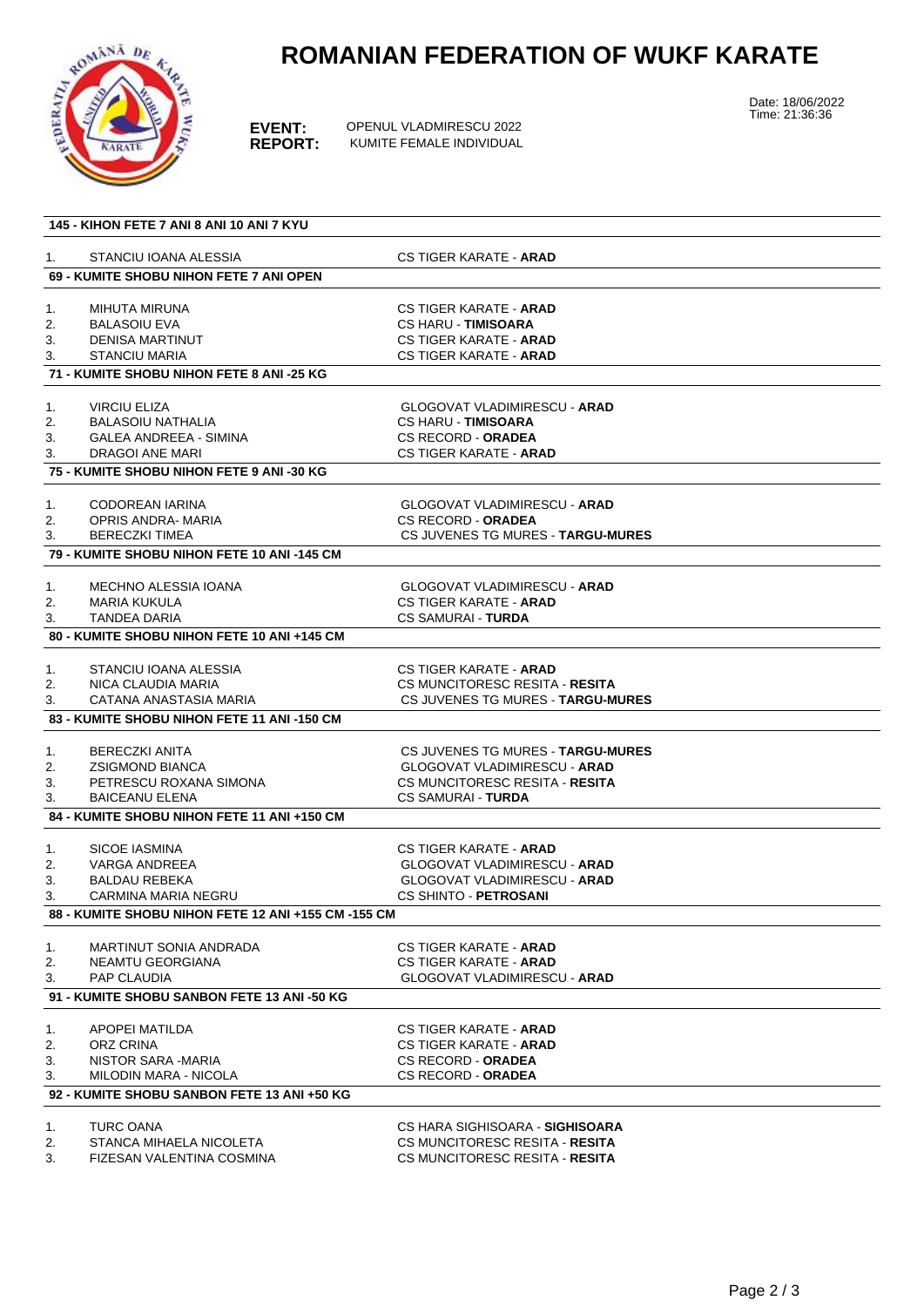# ROMANIAN FEDERATION OF WUKF KARATE

Date: 18/06/2022
Time: 21:36:36

**EVENT:** OPENUL VLADMIRESCU 2022
**REPORT:** KUMITE FEMALE INDIVIDUAL

### 145 - KIHON FETE 7 ANI 8 ANI 10 ANI 7 KYU

| | | |
|---|---|---|
| 1. | STANCIU IOANA ALESSIA | CS TIGER KARATE - **ARAD** |

### 69 - KUMITE SHOBU NIHON FETE 7 ANI OPEN

| | | |
|---|---|---|
| 1. | MIHUTA MIRUNA | CS TIGER KARATE - **ARAD** |
| 2. | BALASOIU EVA | CS HARU - **TIMISOARA** |
| 3. | DENISA MARTINUT | CS TIGER KARATE - **ARAD** |
| 3. | STANCIU MARIA | CS TIGER KARATE - **ARAD** |

### 71 - KUMITE SHOBU NIHON FETE 8 ANI -25 KG

| | | |
|---|---|---|
| 1. | VIRCIU ELIZA | GLOGOVAT VLADIMIRESCU - **ARAD** |
| 2. | BALASOIU NATHALIA | CS HARU - **TIMISOARA** |
| 3. | GALEA ANDREEA - SIMINA | CS RECORD - **ORADEA** |
| 3. | DRAGOI ANE MARI | CS TIGER KARATE - **ARAD** |

### 75 - KUMITE SHOBU NIHON FETE 9 ANI -30 KG

| | | |
|---|---|---|
| 1. | CODOREAN IARINA | GLOGOVAT VLADIMIRESCU - **ARAD** |
| 2. | OPRIS ANDRA- MARIA | CS RECORD - **ORADEA** |
| 3. | BERECZKI TIMEA | CS JUVENES TG MURES - **TARGU-MURES** |

### 79 - KUMITE SHOBU NIHON FETE 10 ANI -145 CM

| | | |
|---|---|---|
| 1. | MECHNO ALESSIA IOANA | GLOGOVAT VLADIMIRESCU - **ARAD** |
| 2. | MARIA KUKULA | CS TIGER KARATE - **ARAD** |
| 3. | TANDEA DARIA | CS SAMURAI - **TURDA** |

### 80 - KUMITE SHOBU NIHON FETE 10 ANI +145 CM

| | | |
|---|---|---|
| 1. | STANCIU IOANA ALESSIA | CS TIGER KARATE - **ARAD** |
| 2. | NICA CLAUDIA MARIA | CS MUNCITORESC RESITA - **RESITA** |
| 3. | CATANA ANASTASIA MARIA | CS JUVENES TG MURES - **TARGU-MURES** |

### 83 - KUMITE SHOBU NIHON FETE 11 ANI -150 CM

| | | |
|---|---|---|
| 1. | BERECZKI ANITA | CS JUVENES TG MURES - **TARGU-MURES** |
| 2. | ZSIGMOND BIANCA | GLOGOVAT VLADIMIRESCU - **ARAD** |
| 3. | PETRESCU ROXANA SIMONA | CS MUNCITORESC RESITA - **RESITA** |
| 3. | BAICEANU ELENA | CS SAMURAI - **TURDA** |

### 84 - KUMITE SHOBU NIHON FETE 11 ANI +150 CM

| | | |
|---|---|---|
| 1. | SICOE IASMINA | CS TIGER KARATE - **ARAD** |
| 2. | VARGA ANDREEA | GLOGOVAT VLADIMIRESCU - **ARAD** |
| 3. | BALDAU REBEKA | GLOGOVAT VLADIMIRESCU - **ARAD** |
| 3. | CARMINA MARIA NEGRU | CS SHINTO - **PETROSANI** |

### 88 - KUMITE SHOBU NIHON FETE 12 ANI +155 CM -155 CM

| | | |
|---|---|---|
| 1. | MARTINUT SONIA ANDRADA | CS TIGER KARATE - **ARAD** |
| 2. | NEAMTU GEORGIANA | CS TIGER KARATE - **ARAD** |
| 3. | PAP CLAUDIA | GLOGOVAT VLADIMIRESCU - **ARAD** |

### 91 - KUMITE SHOBU SANBON FETE 13 ANI -50 KG

| | | |
|---|---|---|
| 1. | APOPEI MATILDA | CS TIGER KARATE - **ARAD** |
| 2. | ORZ CRINA | CS TIGER KARATE - **ARAD** |
| 3. | NISTOR SARA -MARIA | CS RECORD - **ORADEA** |
| 3. | MILODIN MARA - NICOLA | CS RECORD - **ORADEA** |

### 92 - KUMITE SHOBU SANBON FETE 13 ANI +50 KG

| | | |
|---|---|---|
| 1. | TURC OANA | CS HARA SIGHISOARA - **SIGHISOARA** |
| 2. | STANCA MIHAELA NICOLETA | CS MUNCITORESC RESITA - **RESITA** |
| 3. | FIZESAN VALENTINA COSMINA | CS MUNCITORESC RESITA - **RESITA** |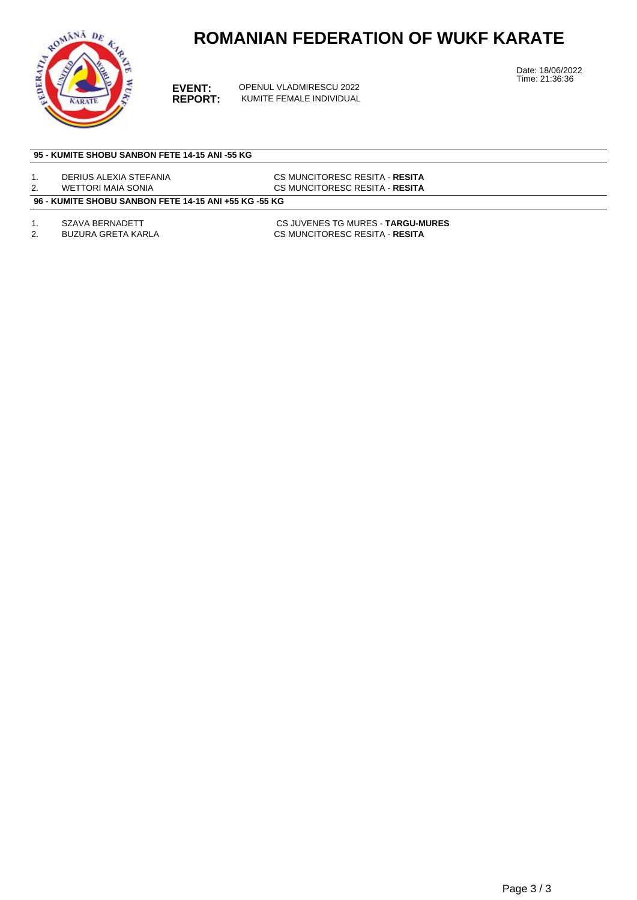# ROMANIAN FEDERATION OF WUKF KARATE

**EVENT:** OPENUL VLADMIRESCU 2022
**REPORT:** KUMITE FEMALE INDIVIDUAL

Date: 18/06/2022
Time: 21:36:36

**95 - KUMITE SHOBU SANBON FETE 14-15 ANI -55 KG**

| | | |
|---|---|---|
| 1. | DERIUS ALEXIA STEFANIA | CS MUNCITORESC RESITA - **RESITA** |
| 2. | WETTORI MAIA SONIA | CS MUNCITORESC RESITA - **RESITA** |

**96 - KUMITE SHOBU SANBON FETE 14-15 ANI +55 KG -55 KG**

| | | |
|---|---|---|
| 1. | SZAVA BERNADETT | CS JUVENES TG MURES - **TARGU-MURES** |
| 2. | BUZURA GRETA KARLA | CS MUNCITORESC RESITA - **RESITA** |